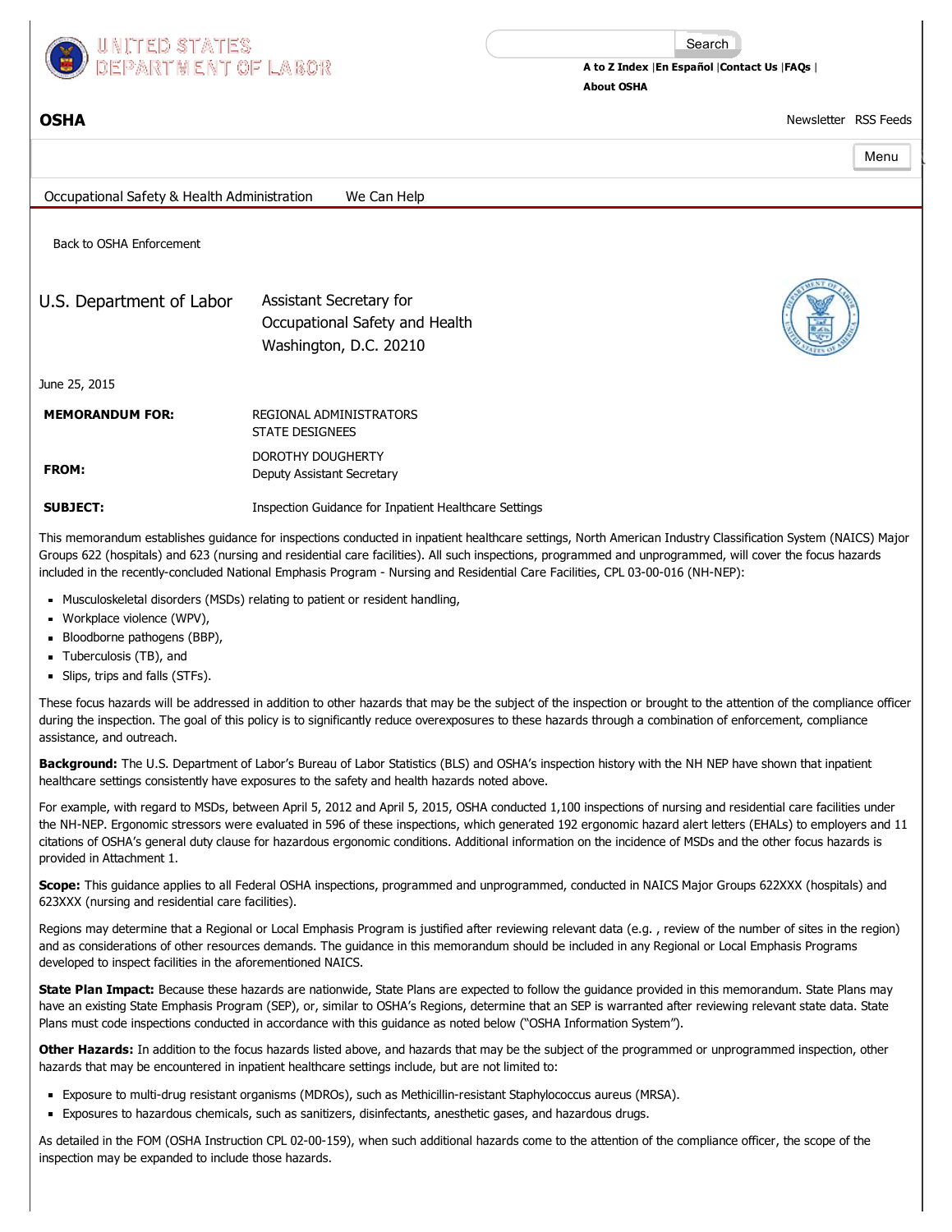U.S. Department of Labor

Assistant Secretary for
Occupational Safety and Health
Washington, D.C. 20210

June 25, 2015

**MEMORANDUM FOR:** REGIONAL ADMINISTRATORS
STATE DESIGNEES

**FROM:** DOROTHY DOUGHERTY
Deputy Assistant Secretary

**SUBJECT:** Inspection Guidance for Inpatient Healthcare Settings

This memorandum establishes guidance for inspections conducted in inpatient healthcare settings, North American Industry Classification System (NAICS) Major Groups 622 (hospitals) and 623 (nursing and residential care facilities). All such inspections, programmed and unprogrammed, will cover the focus hazards included in the recently-concluded National Emphasis Program - Nursing and Residential Care Facilities, CPL 03-00-016 (NH-NEP):

- Musculoskeletal disorders (MSDs) relating to patient or resident handling,
- Workplace violence (WPV),
- Bloodborne pathogens (BBP),
- Tuberculosis (TB), and
- Slips, trips and falls (STFs).

These focus hazards will be addressed in addition to other hazards that may be the subject of the inspection or brought to the attention of the compliance officer during the inspection. The goal of this policy is to significantly reduce overexposures to these hazards through a combination of enforcement, compliance assistance, and outreach.

**Background:** The U.S. Department of Labor's Bureau of Labor Statistics (BLS) and OSHA's inspection history with the NH NEP have shown that inpatient healthcare settings consistently have exposures to the safety and health hazards noted above.

For example, with regard to MSDs, between April 5, 2012 and April 5, 2015, OSHA conducted 1,100 inspections of nursing and residential care facilities under the NH-NEP. Ergonomic stressors were evaluated in 596 of these inspections, which generated 192 ergonomic hazard alert letters (EHALs) to employers and 11 citations of OSHA's general duty clause for hazardous ergonomic conditions. Additional information on the incidence of MSDs and the other focus hazards is provided in Attachment 1.

**Scope:** This guidance applies to all Federal OSHA inspections, programmed and unprogrammed, conducted in NAICS Major Groups 622XXX (hospitals) and 623XXX (nursing and residential care facilities).

Regions may determine that a Regional or Local Emphasis Program is justified after reviewing relevant data (e.g. , review of the number of sites in the region) and as considerations of other resources demands. The guidance in this memorandum should be included in any Regional or Local Emphasis Programs developed to inspect facilities in the aforementioned NAICS.

**State Plan Impact:** Because these hazards are nationwide, State Plans are expected to follow the guidance provided in this memorandum. State Plans may have an existing State Emphasis Program (SEP), or, similar to OSHA's Regions, determine that an SEP is warranted after reviewing relevant state data. State Plans must code inspections conducted in accordance with this guidance as noted below ("OSHA Information System").

**Other Hazards:** In addition to the focus hazards listed above, and hazards that may be the subject of the programmed or unprogrammed inspection, other hazards that may be encountered in inpatient healthcare settings include, but are not limited to:

- Exposure to multi-drug resistant organisms (MDROs), such as Methicillin-resistant Staphylococcus aureus (MRSA).
- Exposures to hazardous chemicals, such as sanitizers, disinfectants, anesthetic gases, and hazardous drugs.

As detailed in the FOM (OSHA Instruction CPL 02-00-159), when such additional hazards come to the attention of the compliance officer, the scope of the inspection may be expanded to include those hazards.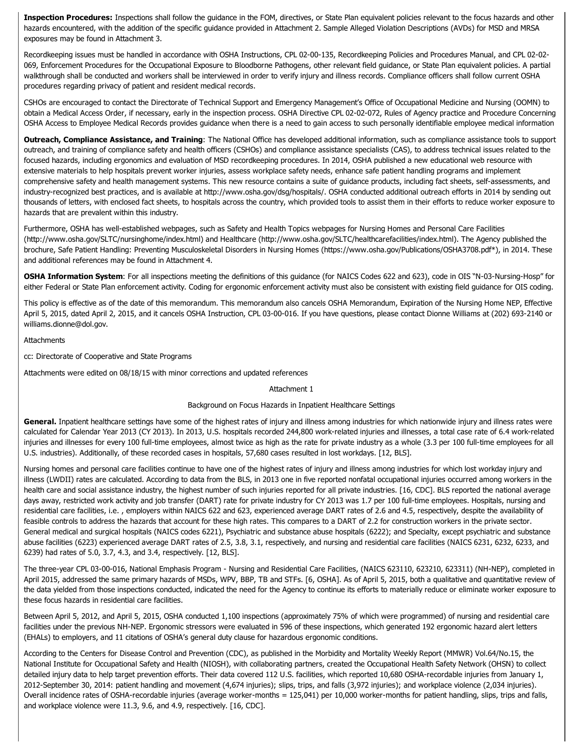**Inspection Procedures:** Inspections shall follow the guidance in the FOM, directives, or State Plan equivalent policies relevant to the focus hazards and other hazards encountered, with the addition of the specific guidance provided in Attachment 2. Sample Alleged Violation Descriptions (AVDs) for MSD and MRSA exposures may be found in Attachment 3.

Recordkeeping issues must be handled in accordance with OSHA Instructions, CPL 02-00-135, Recordkeeping Policies and Procedures Manual, and CPL 02-02-069, Enforcement Procedures for the Occupational Exposure to Bloodborne Pathogens, other relevant field guidance, or State Plan equivalent policies. A partial walkthrough shall be conducted and workers shall be interviewed in order to verify injury and illness records. Compliance officers shall follow current OSHA procedures regarding privacy of patient and resident medical records.

CSHOs are encouraged to contact the Directorate of Technical Support and Emergency Management's Office of Occupational Medicine and Nursing (OOMN) to obtain a Medical Access Order, if necessary, early in the inspection process. OSHA Directive CPL 02-02-072, Rules of Agency practice and Procedure Concerning OSHA Access to Employee Medical Records provides guidance when there is a need to gain access to such personally identifiable employee medical information

**Outreach, Compliance Assistance, and Training**: The National Office has developed additional information, such as compliance assistance tools to support outreach, and training of compliance safety and health officers (CSHOs) and compliance assistance specialists (CAS), to address technical issues related to the focused hazards, including ergonomics and evaluation of MSD recordkeeping procedures. In 2014, OSHA published a new educational web resource with extensive materials to help hospitals prevent worker injuries, assess workplace safety needs, enhance safe patient handling programs and implement comprehensive safety and health management systems. This new resource contains a suite of guidance products, including fact sheets, self-assessments, and industry-recognized best practices, and is available at http://www.osha.gov/dsg/hospitals/. OSHA conducted additional outreach efforts in 2014 by sending out thousands of letters, with enclosed fact sheets, to hospitals across the country, which provided tools to assist them in their efforts to reduce worker exposure to hazards that are prevalent within this industry.

Furthermore, OSHA has well-established webpages, such as Safety and Health Topics webpages for Nursing Homes and Personal Care Facilities (http://www.osha.gov/SLTC/nursinghome/index.html) and Healthcare (http://www.osha.gov/SLTC/healthcarefacilities/index.html). The Agency published the brochure, Safe Patient Handling: Preventing Musculoskeletal Disorders in Nursing Homes (https://www.osha.gov/Publications/OSHA3708.pdf*), in 2014. These and additional references may be found in Attachment 4.

**OSHA Information System**: For all inspections meeting the definitions of this guidance (for NAICS Codes 622 and 623), code in OIS "N-03-Nursing-Hosp" for either Federal or State Plan enforcement activity. Coding for ergonomic enforcement activity must also be consistent with existing field guidance for OIS coding.

This policy is effective as of the date of this memorandum. This memorandum also cancels OSHA Memorandum, Expiration of the Nursing Home NEP, Effective April 5, 2015, dated April 2, 2015, and it cancels OSHA Instruction, CPL 03-00-016. If you have questions, please contact Dionne Williams at (202) 693-2140 or williams.dionne@dol.gov.

Attachments

cc: Directorate of Cooperative and State Programs

Attachments were edited on 08/18/15 with minor corrections and updated references

Attachment 1

Background on Focus Hazards in Inpatient Healthcare Settings

**General.** Inpatient healthcare settings have some of the highest rates of injury and illness among industries for which nationwide injury and illness rates were calculated for Calendar Year 2013 (CY 2013). In 2013, U.S. hospitals recorded 244,800 work-related injuries and illnesses, a total case rate of 6.4 work-related injuries and illnesses for every 100 full-time employees, almost twice as high as the rate for private industry as a whole (3.3 per 100 full-time employees for all U.S. industries). Additionally, of these recorded cases in hospitals, 57,680 cases resulted in lost workdays. [12, BLS].

Nursing homes and personal care facilities continue to have one of the highest rates of injury and illness among industries for which lost workday injury and illness (LWDII) rates are calculated. According to data from the BLS, in 2013 one in five reported nonfatal occupational injuries occurred among workers in the health care and social assistance industry, the highest number of such injuries reported for all private industries. [16, CDC]. BLS reported the national average days away, restricted work activity and job transfer (DART) rate for private industry for CY 2013 was 1.7 per 100 full-time employees. Hospitals, nursing and residential care facilities, i.e. , employers within NAICS 622 and 623, experienced average DART rates of 2.6 and 4.5, respectively, despite the availability of feasible controls to address the hazards that account for these high rates. This compares to a DART of 2.2 for construction workers in the private sector. General medical and surgical hospitals (NAICS codes 6221), Psychiatric and substance abuse hospitals (6222); and Specialty, except psychiatric and substance abuse facilities (6223) experienced average DART rates of 2.5, 3.8, 3.1, respectively, and nursing and residential care facilities (NAICS 6231, 6232, 6233, and 6239) had rates of 5.0, 3.7, 4.3, and 3.4, respectively. [12, BLS].

The three-year CPL 03-00-016, National Emphasis Program - Nursing and Residential Care Facilities, (NAICS 623110, 623210, 623311) (NH-NEP), completed in April 2015, addressed the same primary hazards of MSDs, WPV, BBP, TB and STFs. [6, OSHA]. As of April 5, 2015, both a qualitative and quantitative review of the data yielded from those inspections conducted, indicated the need for the Agency to continue its efforts to materially reduce or eliminate worker exposure to these focus hazards in residential care facilities.

Between April 5, 2012, and April 5, 2015, OSHA conducted 1,100 inspections (approximately 75% of which were programmed) of nursing and residential care facilities under the previous NH-NEP. Ergonomic stressors were evaluated in 596 of these inspections, which generated 192 ergonomic hazard alert letters (EHALs) to employers, and 11 citations of OSHA's general duty clause for hazardous ergonomic conditions.

According to the Centers for Disease Control and Prevention (CDC), as published in the Morbidity and Mortality Weekly Report (MMWR) Vol.64/No.15, the National Institute for Occupational Safety and Health (NIOSH), with collaborating partners, created the Occupational Health Safety Network (OHSN) to collect detailed injury data to help target prevention efforts. Their data covered 112 U.S. facilities, which reported 10,680 OSHA-recordable injuries from January 1, 2012-September 30, 2014: patient handling and movement (4,674 injuries); slips, trips, and falls (3,972 injuries); and workplace violence (2,034 injuries). Overall incidence rates of OSHA-recordable injuries (average worker-months = 125,041) per 10,000 worker-months for patient handling, slips, trips and falls, and workplace violence were 11.3, 9.6, and 4.9, respectively. [16, CDC].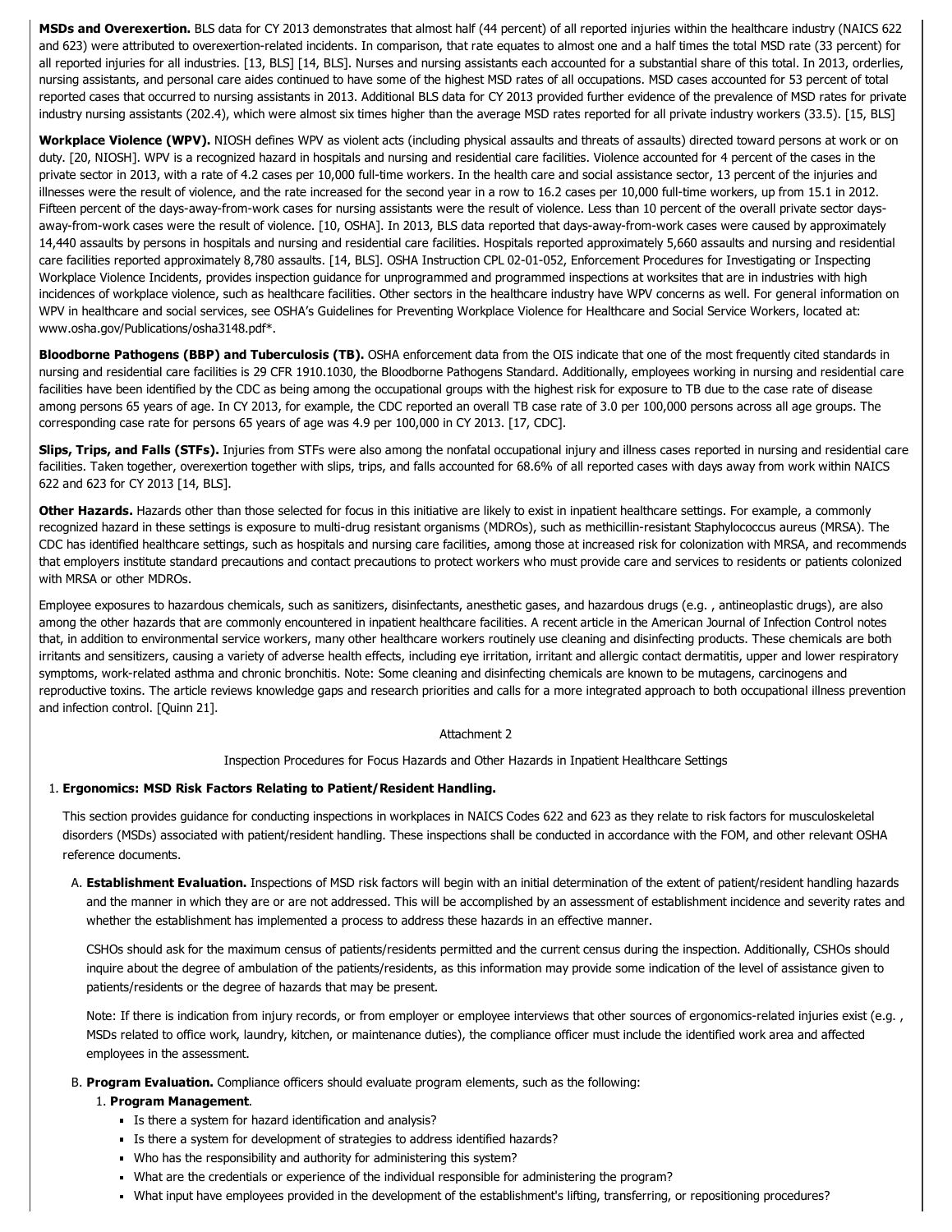**MSDs and Overexertion.** BLS data for CY 2013 demonstrates that almost half (44 percent) of all reported injuries within the healthcare industry (NAICS 622 and 623) were attributed to overexertion-related incidents. In comparison, that rate equates to almost one and a half times the total MSD rate (33 percent) for all reported injuries for all industries. [13, BLS] [14, BLS]. Nurses and nursing assistants each accounted for a substantial share of this total. In 2013, orderlies, nursing assistants, and personal care aides continued to have some of the highest MSD rates of all occupations. MSD cases accounted for 53 percent of total reported cases that occurred to nursing assistants in 2013. Additional BLS data for CY 2013 provided further evidence of the prevalence of MSD rates for private industry nursing assistants (202.4), which were almost six times higher than the average MSD rates reported for all private industry workers (33.5). [15, BLS]

**Workplace Violence (WPV).** NIOSH defines WPV as violent acts (including physical assaults and threats of assaults) directed toward persons at work or on duty. [20, NIOSH]. WPV is a recognized hazard in hospitals and nursing and residential care facilities. Violence accounted for 4 percent of the cases in the private sector in 2013, with a rate of 4.2 cases per 10,000 full-time workers. In the health care and social assistance sector, 13 percent of the injuries and illnesses were the result of violence, and the rate increased for the second year in a row to 16.2 cases per 10,000 full-time workers, up from 15.1 in 2012. Fifteen percent of the days-away-from-work cases for nursing assistants were the result of violence. Less than 10 percent of the overall private sector days-away-from-work cases were the result of violence. [10, OSHA]. In 2013, BLS data reported that days-away-from-work cases were caused by approximately 14,440 assaults by persons in hospitals and nursing and residential care facilities. Hospitals reported approximately 5,660 assaults and nursing and residential care facilities reported approximately 8,780 assaults. [14, BLS]. OSHA Instruction CPL 02-01-052, Enforcement Procedures for Investigating or Inspecting Workplace Violence Incidents, provides inspection guidance for unprogrammed and programmed inspections at worksites that are in industries with high incidences of workplace violence, such as healthcare facilities. Other sectors in the healthcare industry have WPV concerns as well. For general information on WPV in healthcare and social services, see OSHA's Guidelines for Preventing Workplace Violence for Healthcare and Social Service Workers, located at: www.osha.gov/Publications/osha3148.pdf*.

**Bloodborne Pathogens (BBP) and Tuberculosis (TB).** OSHA enforcement data from the OIS indicate that one of the most frequently cited standards in nursing and residential care facilities is 29 CFR 1910.1030, the Bloodborne Pathogens Standard. Additionally, employees working in nursing and residential care facilities have been identified by the CDC as being among the occupational groups with the highest risk for exposure to TB due to the case rate of disease among persons 65 years of age. In CY 2013, for example, the CDC reported an overall TB case rate of 3.0 per 100,000 persons across all age groups. The corresponding case rate for persons 65 years of age was 4.9 per 100,000 in CY 2013. [17, CDC].

**Slips, Trips, and Falls (STFs).** Injuries from STFs were also among the nonfatal occupational injury and illness cases reported in nursing and residential care facilities. Taken together, overexertion together with slips, trips, and falls accounted for 68.6% of all reported cases with days away from work within NAICS 622 and 623 for CY 2013 [14, BLS].

**Other Hazards.** Hazards other than those selected for focus in this initiative are likely to exist in inpatient healthcare settings. For example, a commonly recognized hazard in these settings is exposure to multi-drug resistant organisms (MDROs), such as methicillin-resistant Staphylococcus aureus (MRSA). The CDC has identified healthcare settings, such as hospitals and nursing care facilities, among those at increased risk for colonization with MRSA, and recommends that employers institute standard precautions and contact precautions to protect workers who must provide care and services to residents or patients colonized with MRSA or other MDROs.

Employee exposures to hazardous chemicals, such as sanitizers, disinfectants, anesthetic gases, and hazardous drugs (e.g. , antineoplastic drugs), are also among the other hazards that are commonly encountered in inpatient healthcare facilities. A recent article in the American Journal of Infection Control notes that, in addition to environmental service workers, many other healthcare workers routinely use cleaning and disinfecting products. These chemicals are both irritants and sensitizers, causing a variety of adverse health effects, including eye irritation, irritant and allergic contact dermatitis, upper and lower respiratory symptoms, work-related asthma and chronic bronchitis. Note: Some cleaning and disinfecting chemicals are known to be mutagens, carcinogens and reproductive toxins. The article reviews knowledge gaps and research priorities and calls for a more integrated approach to both occupational illness prevention and infection control. [Quinn 21].

Attachment 2

Inspection Procedures for Focus Hazards and Other Hazards in Inpatient Healthcare Settings

1. **Ergonomics: MSD Risk Factors Relating to Patient/Resident Handling.**

   This section provides guidance for conducting inspections in workplaces in NAICS Codes 622 and 623 as they relate to risk factors for musculoskeletal disorders (MSDs) associated with patient/resident handling. These inspections shall be conducted in accordance with the FOM, and other relevant OSHA reference documents.

   A. **Establishment Evaluation.** Inspections of MSD risk factors will begin with an initial determination of the extent of patient/resident handling hazards and the manner in which they are or are not addressed. This will be accomplished by an assessment of establishment incidence and severity rates and whether the establishment has implemented a process to address these hazards in an effective manner.

      CSHOs should ask for the maximum census of patients/residents permitted and the current census during the inspection. Additionally, CSHOs should inquire about the degree of ambulation of the patients/residents, as this information may provide some indication of the level of assistance given to patients/residents or the degree of hazards that may be present.

      Note: If there is indication from injury records, or from employer or employee interviews that other sources of ergonomics-related injuries exist (e.g. , MSDs related to office work, laundry, kitchen, or maintenance duties), the compliance officer must include the identified work area and affected employees in the assessment.

   B. **Program Evaluation.** Compliance officers should evaluate program elements, such as the following:

      1. **Program Management**.
         - Is there a system for hazard identification and analysis?
         - Is there a system for development of strategies to address identified hazards?
         - Who has the responsibility and authority for administering this system?
         - What are the credentials or experience of the individual responsible for administering the program?
         - What input have employees provided in the development of the establishment's lifting, transferring, or repositioning procedures?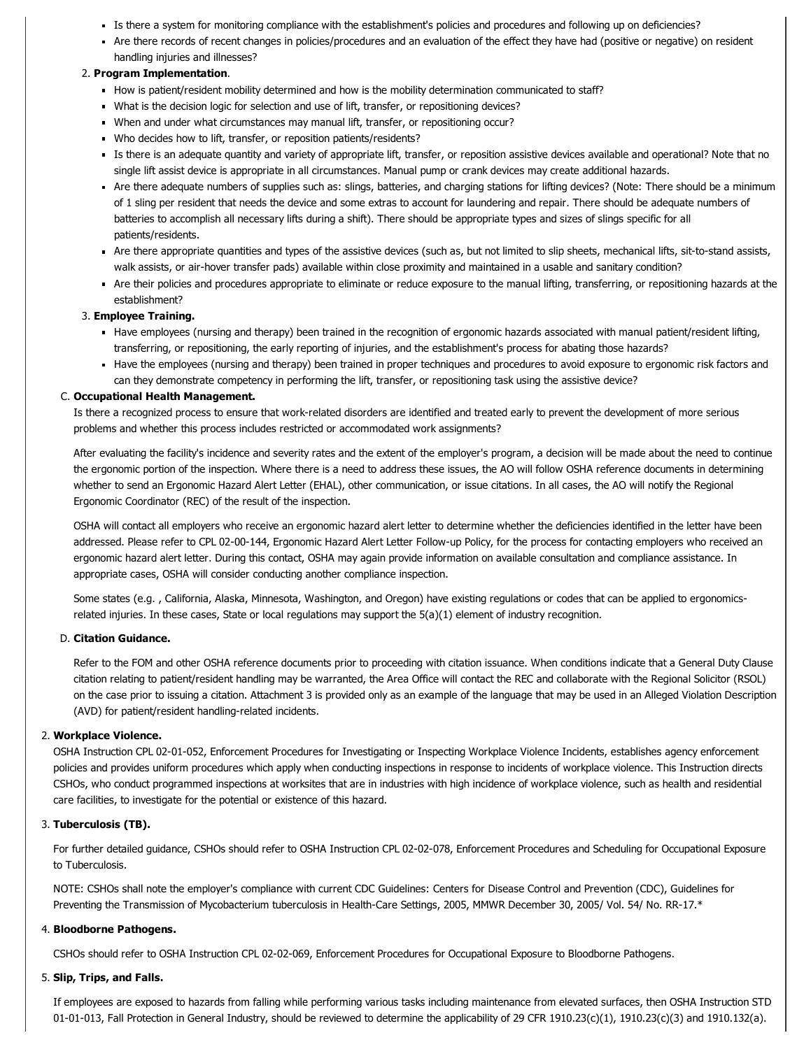- Is there a system for monitoring compliance with the establishment's policies and procedures and following up on deficiencies?
- Are there records of recent changes in policies/procedures and an evaluation of the effect they have had (positive or negative) on resident handling injuries and illnesses?

2. **Program Implementation**.
   - How is patient/resident mobility determined and how is the mobility determination communicated to staff?
   - What is the decision logic for selection and use of lift, transfer, or repositioning devices?
   - When and under what circumstances may manual lift, transfer, or repositioning occur?
   - Who decides how to lift, transfer, or reposition patients/residents?
   - Is there an adequate quantity and variety of appropriate lift, transfer, or reposition assistive devices available and operational? Note that no single lift assist device is appropriate in all circumstances. Manual pump or crank devices may create additional hazards.
   - Are there adequate numbers of supplies such as: slings, batteries, and charging stations for lifting devices? (Note: There should be a minimum of 1 sling per resident that needs the device and some extras to account for laundering and repair. There should be adequate numbers of batteries to accomplish all necessary lifts during a shift). There should be appropriate types and sizes of slings specific for all patients/residents.
   - Are there appropriate quantities and types of the assistive devices (such as, but not limited to slip sheets, mechanical lifts, sit-to-stand assists, walk assists, or air-hover transfer pads) available within close proximity and maintained in a usable and sanitary condition?
   - Are their policies and procedures appropriate to eliminate or reduce exposure to the manual lifting, transferring, or repositioning hazards at the establishment?

3. **Employee Training.**
   - Have employees (nursing and therapy) been trained in the recognition of ergonomic hazards associated with manual patient/resident lifting, transferring, or repositioning, the early reporting of injuries, and the establishment's process for abating those hazards?
   - Have the employees (nursing and therapy) been trained in proper techniques and procedures to avoid exposure to ergonomic risk factors and can they demonstrate competency in performing the lift, transfer, or repositioning task using the assistive device?

C. **Occupational Health Management.**

Is there a recognized process to ensure that work-related disorders are identified and treated early to prevent the development of more serious problems and whether this process includes restricted or accommodated work assignments?

After evaluating the facility's incidence and severity rates and the extent of the employer's program, a decision will be made about the need to continue the ergonomic portion of the inspection. Where there is a need to address these issues, the AO will follow OSHA reference documents in determining whether to send an Ergonomic Hazard Alert Letter (EHAL), other communication, or issue citations. In all cases, the AO will notify the Regional Ergonomic Coordinator (REC) of the result of the inspection.

OSHA will contact all employers who receive an ergonomic hazard alert letter to determine whether the deficiencies identified in the letter have been addressed. Please refer to CPL 02-00-144, Ergonomic Hazard Alert Letter Follow-up Policy, for the process for contacting employers who received an ergonomic hazard alert letter. During this contact, OSHA may again provide information on available consultation and compliance assistance. In appropriate cases, OSHA will consider conducting another compliance inspection.

Some states (e.g. , California, Alaska, Minnesota, Washington, and Oregon) have existing regulations or codes that can be applied to ergonomics-related injuries. In these cases, State or local regulations may support the 5(a)(1) element of industry recognition.

D. **Citation Guidance.**

Refer to the FOM and other OSHA reference documents prior to proceeding with citation issuance. When conditions indicate that a General Duty Clause citation relating to patient/resident handling may be warranted, the Area Office will contact the REC and collaborate with the Regional Solicitor (RSOL) on the case prior to issuing a citation. Attachment 3 is provided only as an example of the language that may be used in an Alleged Violation Description (AVD) for patient/resident handling-related incidents.

2. **Workplace Violence.**

OSHA Instruction CPL 02-01-052, Enforcement Procedures for Investigating or Inspecting Workplace Violence Incidents, establishes agency enforcement policies and provides uniform procedures which apply when conducting inspections in response to incidents of workplace violence. This Instruction directs CSHOs, who conduct programmed inspections at worksites that are in industries with high incidence of workplace violence, such as health and residential care facilities, to investigate for the potential or existence of this hazard.

3. **Tuberculosis (TB).**

For further detailed guidance, CSHOs should refer to OSHA Instruction CPL 02-02-078, Enforcement Procedures and Scheduling for Occupational Exposure to Tuberculosis.

NOTE: CSHOs shall note the employer's compliance with current CDC Guidelines: Centers for Disease Control and Prevention (CDC), Guidelines for Preventing the Transmission of Mycobacterium tuberculosis in Health-Care Settings, 2005, MMWR December 30, 2005/ Vol. 54/ No. RR-17.*

4. **Bloodborne Pathogens.**

CSHOs should refer to OSHA Instruction CPL 02-02-069, Enforcement Procedures for Occupational Exposure to Bloodborne Pathogens.

5. **Slip, Trips, and Falls.**

If employees are exposed to hazards from falling while performing various tasks including maintenance from elevated surfaces, then OSHA Instruction STD 01-01-013, Fall Protection in General Industry, should be reviewed to determine the applicability of 29 CFR 1910.23(c)(1), 1910.23(c)(3) and 1910.132(a).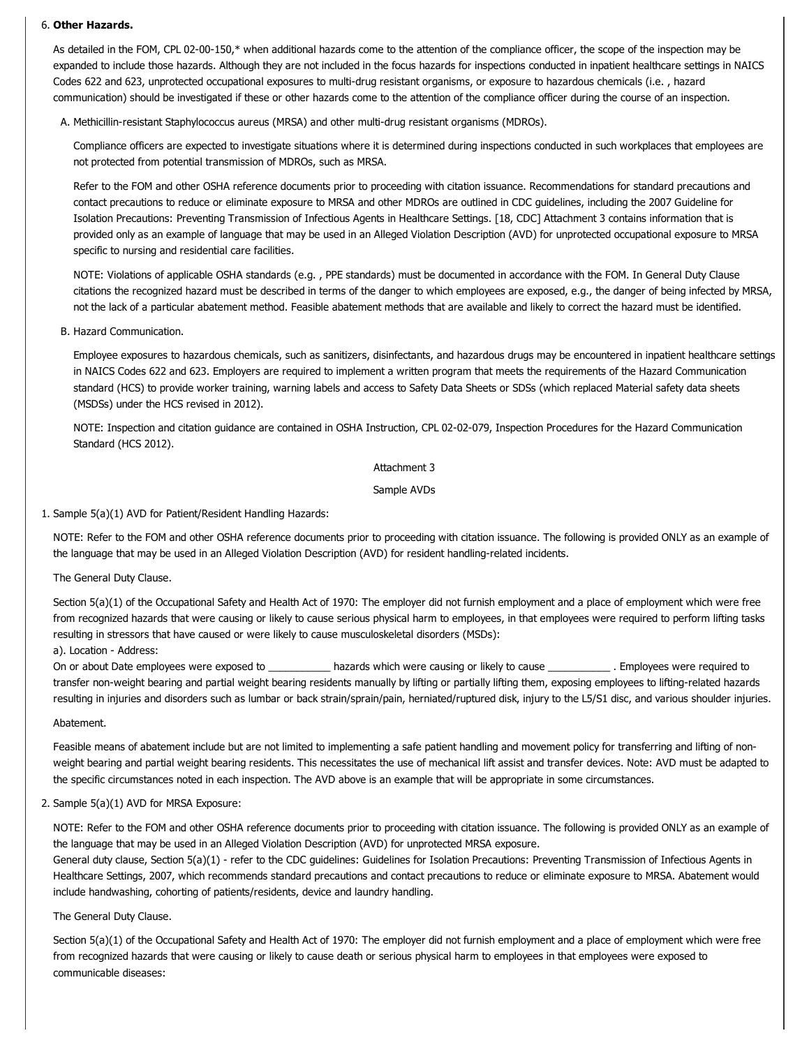6. **Other Hazards.**

   As detailed in the FOM, CPL 02-00-150,* when additional hazards come to the attention of the compliance officer, the scope of the inspection may be expanded to include those hazards. Although they are not included in the focus hazards for inspections conducted in inpatient healthcare settings in NAICS Codes 622 and 623, unprotected occupational exposures to multi-drug resistant organisms, or exposure to hazardous chemicals (i.e. , hazard communication) should be investigated if these or other hazards come to the attention of the compliance officer during the course of an inspection.

   A. Methicillin-resistant Staphylococcus aureus (MRSA) and other multi-drug resistant organisms (MDROs).

      Compliance officers are expected to investigate situations where it is determined during inspections conducted in such workplaces that employees are not protected from potential transmission of MDROs, such as MRSA.

      Refer to the FOM and other OSHA reference documents prior to proceeding with citation issuance. Recommendations for standard precautions and contact precautions to reduce or eliminate exposure to MRSA and other MDROs are outlined in CDC guidelines, including the 2007 Guideline for Isolation Precautions: Preventing Transmission of Infectious Agents in Healthcare Settings. [18, CDC] Attachment 3 contains information that is provided only as an example of language that may be used in an Alleged Violation Description (AVD) for unprotected occupational exposure to MRSA specific to nursing and residential care facilities.

      NOTE: Violations of applicable OSHA standards (e.g. , PPE standards) must be documented in accordance with the FOM. In General Duty Clause citations the recognized hazard must be described in terms of the danger to which employees are exposed, e.g., the danger of being infected by MRSA, not the lack of a particular abatement method. Feasible abatement methods that are available and likely to correct the hazard must be identified.

   B. Hazard Communication.

      Employee exposures to hazardous chemicals, such as sanitizers, disinfectants, and hazardous drugs may be encountered in inpatient healthcare settings in NAICS Codes 622 and 623. Employers are required to implement a written program that meets the requirements of the Hazard Communication standard (HCS) to provide worker training, warning labels and access to Safety Data Sheets or SDSs (which replaced Material safety data sheets (MSDSs) under the HCS revised in 2012).

      NOTE: Inspection and citation guidance are contained in OSHA Instruction, CPL 02-02-079, Inspection Procedures for the Hazard Communication Standard (HCS 2012).

Attachment 3

Sample AVDs

1. Sample 5(a)(1) AVD for Patient/Resident Handling Hazards:

   NOTE: Refer to the FOM and other OSHA reference documents prior to proceeding with citation issuance. The following is provided ONLY as an example of the language that may be used in an Alleged Violation Description (AVD) for resident handling-related incidents.

   The General Duty Clause.

   Section 5(a)(1) of the Occupational Safety and Health Act of 1970: The employer did not furnish employment and a place of employment which were free from recognized hazards that were causing or likely to cause serious physical harm to employees, in that employees were required to perform lifting tasks resulting in stressors that have caused or were likely to cause musculoskeletal disorders (MSDs):
   a). Location - Address:
   On or about Date employees were exposed to ___________ hazards which were causing or likely to cause ___________ . Employees were required to transfer non-weight bearing and partial weight bearing residents manually by lifting or partially lifting them, exposing employees to lifting-related hazards resulting in injuries and disorders such as lumbar or back strain/sprain/pain, herniated/ruptured disk, injury to the L5/S1 disc, and various shoulder injuries.

   Abatement.

   Feasible means of abatement include but are not limited to implementing a safe patient handling and movement policy for transferring and lifting of non-weight bearing and partial weight bearing residents. This necessitates the use of mechanical lift assist and transfer devices. Note: AVD must be adapted to the specific circumstances noted in each inspection. The AVD above is an example that will be appropriate in some circumstances.

2. Sample 5(a)(1) AVD for MRSA Exposure:

   NOTE: Refer to the FOM and other OSHA reference documents prior to proceeding with citation issuance. The following is provided ONLY as an example of the language that may be used in an Alleged Violation Description (AVD) for unprotected MRSA exposure.
   General duty clause, Section 5(a)(1) - refer to the CDC guidelines: Guidelines for Isolation Precautions: Preventing Transmission of Infectious Agents in Healthcare Settings, 2007, which recommends standard precautions and contact precautions to reduce or eliminate exposure to MRSA. Abatement would include handwashing, cohorting of patients/residents, device and laundry handling.

   The General Duty Clause.

   Section 5(a)(1) of the Occupational Safety and Health Act of 1970: The employer did not furnish employment and a place of employment which were free from recognized hazards that were causing or likely to cause death or serious physical harm to employees in that employees were exposed to communicable diseases: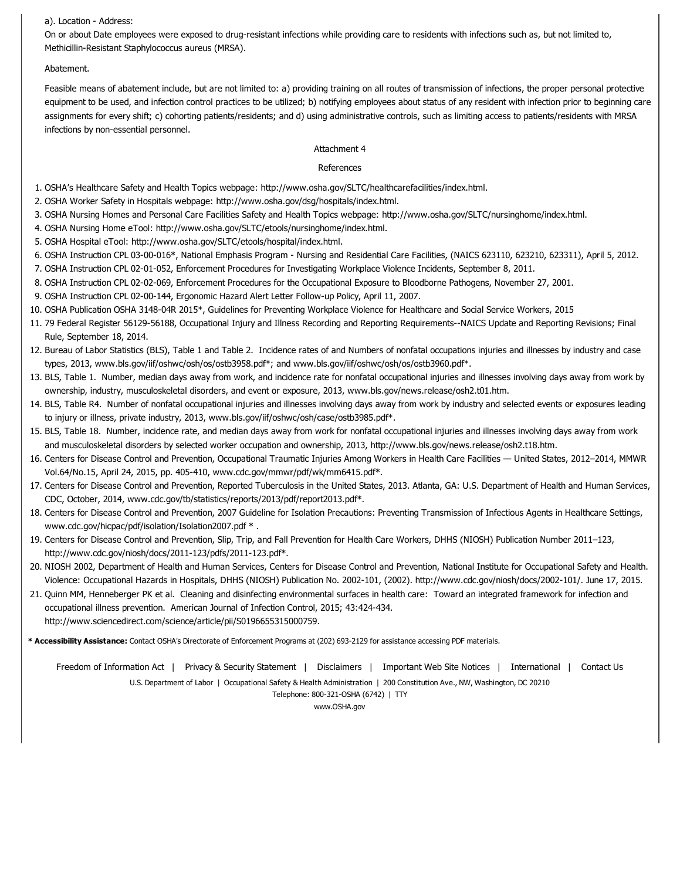a). Location - Address:

On or about Date employees were exposed to drug-resistant infections while providing care to residents with infections such as, but not limited to, Methicillin-Resistant Staphylococcus aureus (MRSA).

Abatement.

Feasible means of abatement include, but are not limited to: a) providing training on all routes of transmission of infections, the proper personal protective equipment to be used, and infection control practices to be utilized; b) notifying employees about status of any resident with infection prior to beginning care assignments for every shift; c) cohorting patients/residents; and d) using administrative controls, such as limiting access to patients/residents with MRSA infections by non-essential personnel.

Attachment 4

References

1. OSHA's Healthcare Safety and Health Topics webpage: http://www.osha.gov/SLTC/healthcarefacilities/index.html.
2. OSHA Worker Safety in Hospitals webpage: http://www.osha.gov/dsg/hospitals/index.html.
3. OSHA Nursing Homes and Personal Care Facilities Safety and Health Topics webpage: http://www.osha.gov/SLTC/nursinghome/index.html.
4. OSHA Nursing Home eTool: http://www.osha.gov/SLTC/etools/nursinghome/index.html.
5. OSHA Hospital eTool: http://www.osha.gov/SLTC/etools/hospital/index.html.
6. OSHA Instruction CPL 03-00-016*, National Emphasis Program - Nursing and Residential Care Facilities, (NAICS 623110, 623210, 623311), April 5, 2012.
7. OSHA Instruction CPL 02-01-052, Enforcement Procedures for Investigating Workplace Violence Incidents, September 8, 2011.
8. OSHA Instruction CPL 02-02-069, Enforcement Procedures for the Occupational Exposure to Bloodborne Pathogens, November 27, 2001.
9. OSHA Instruction CPL 02-00-144, Ergonomic Hazard Alert Letter Follow-up Policy, April 11, 2007.
10. OSHA Publication OSHA 3148-04R 2015*, Guidelines for Preventing Workplace Violence for Healthcare and Social Service Workers, 2015
11. 79 Federal Register 56129-56188, Occupational Injury and Illness Recording and Reporting Requirements--NAICS Update and Reporting Revisions; Final Rule, September 18, 2014.
12. Bureau of Labor Statistics (BLS), Table 1 and Table 2. Incidence rates of and Numbers of nonfatal occupations injuries and illnesses by industry and case types, 2013, www.bls.gov/iif/oshwc/osh/os/ostb3958.pdf*; and www.bls.gov/iif/oshwc/osh/os/ostb3960.pdf*.
13. BLS, Table 1. Number, median days away from work, and incidence rate for nonfatal occupational injuries and illnesses involving days away from work by ownership, industry, musculoskeletal disorders, and event or exposure, 2013, www.bls.gov/news.release/osh2.t01.htm.
14. BLS, Table R4. Number of nonfatal occupational injuries and illnesses involving days away from work by industry and selected events or exposures leading to injury or illness, private industry, 2013, www.bls.gov/iif/oshwc/osh/case/ostb3985.pdf*.
15. BLS, Table 18. Number, incidence rate, and median days away from work for nonfatal occupational injuries and illnesses involving days away from work and musculoskeletal disorders by selected worker occupation and ownership, 2013, http://www.bls.gov/news.release/osh2.t18.htm.
16. Centers for Disease Control and Prevention, Occupational Traumatic Injuries Among Workers in Health Care Facilities — United States, 2012–2014, MMWR Vol.64/No.15, April 24, 2015, pp. 405-410, www.cdc.gov/mmwr/pdf/wk/mm6415.pdf*.
17. Centers for Disease Control and Prevention, Reported Tuberculosis in the United States, 2013. Atlanta, GA: U.S. Department of Health and Human Services, CDC, October, 2014, www.cdc.gov/tb/statistics/reports/2013/pdf/report2013.pdf*.
18. Centers for Disease Control and Prevention, 2007 Guideline for Isolation Precautions: Preventing Transmission of Infectious Agents in Healthcare Settings, www.cdc.gov/hicpac/pdf/isolation/Isolation2007.pdf * .
19. Centers for Disease Control and Prevention, Slip, Trip, and Fall Prevention for Health Care Workers, DHHS (NIOSH) Publication Number 2011–123, http://www.cdc.gov/niosh/docs/2011-123/pdfs/2011-123.pdf*.
20. NIOSH 2002, Department of Health and Human Services, Centers for Disease Control and Prevention, National Institute for Occupational Safety and Health. Violence: Occupational Hazards in Hospitals, DHHS (NIOSH) Publication No. 2002-101, (2002). http://www.cdc.gov/niosh/docs/2002-101/. June 17, 2015.
21. Quinn MM, Henneberger PK et al. Cleaning and disinfecting environmental surfaces in health care: Toward an integrated framework for infection and occupational illness prevention. American Journal of Infection Control, 2015; 43:424-434. http://www.sciencedirect.com/science/article/pii/S0196655315000759.

**\* Accessibility Assistance:** Contact OSHA's Directorate of Enforcement Programs at (202) 693-2129 for assistance accessing PDF materials.

Freedom of Information Act | Privacy & Security Statement | Disclaimers | Important Web Site Notices | International | Contact Us

U.S. Department of Labor | Occupational Safety & Health Administration | 200 Constitution Ave., NW, Washington, DC 20210

Telephone: 800-321-OSHA (6742) | TTY

www.OSHA.gov